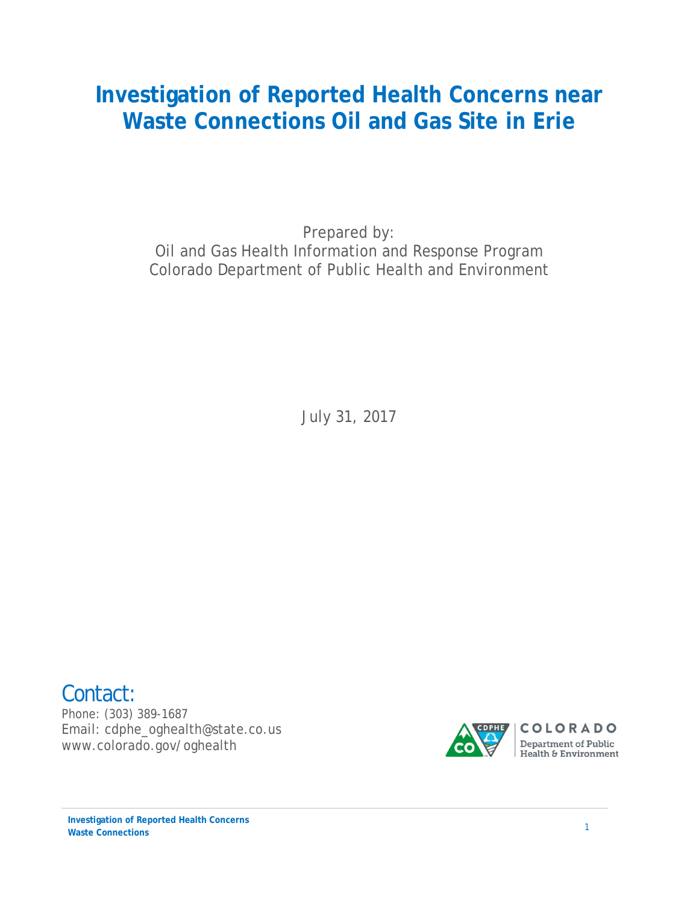# Investigation of Reported Health Concerns near Waste Connections Oil and Gas Site in Erie

Prepared by:
Oil and Gas Health Information and Response Program
Colorado Department of Public Health and Environment

July 31, 2017

## Contact:

Phone: (303) 389-1687
Email: cdphe_oghealth@state.co.us
www.colorado.gov/oghealth

COLORADO
Department of Public Health & Environment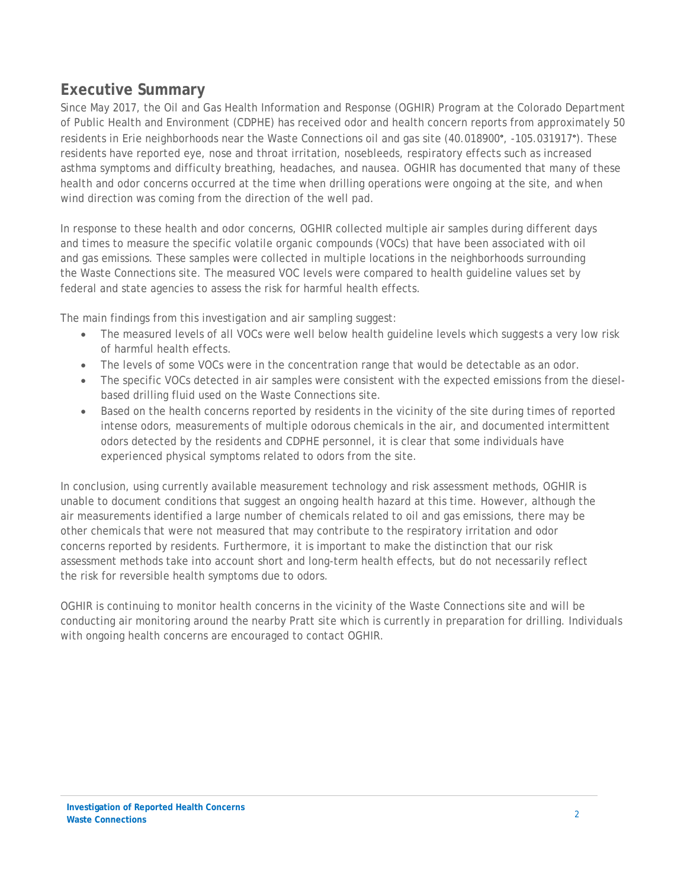## Executive Summary

Since May 2017, the Oil and Gas Health Information and Response (OGHIR) Program at the Colorado Department of Public Health and Environment (CDPHE) has received odor and health concern reports from approximately 50 residents in Erie neighborhoods near the Waste Connections oil and gas site (40.018900°, -105.031917°). These residents have reported eye, nose and throat irritation, nosebleeds, respiratory effects such as increased asthma symptoms and difficulty breathing, headaches, and nausea. OGHIR has documented that many of these health and odor concerns occurred at the time when drilling operations were ongoing at the site, and when wind direction was coming from the direction of the well pad.

In response to these health and odor concerns, OGHIR collected multiple air samples during different days and times to measure the specific volatile organic compounds (VOCs) that have been associated with oil and gas emissions. These samples were collected in multiple locations in the neighborhoods surrounding the Waste Connections site. The measured VOC levels were compared to health guideline values set by federal and state agencies to assess the risk for harmful health effects.

The main findings from this investigation and air sampling suggest:

- The measured levels of all VOCs were well below health guideline levels which suggests a very low risk of harmful health effects.
- The levels of some VOCs were in the concentration range that would be detectable as an odor.
- The specific VOCs detected in air samples were consistent with the expected emissions from the diesel-based drilling fluid used on the Waste Connections site.
- Based on the health concerns reported by residents in the vicinity of the site during times of reported intense odors, measurements of multiple odorous chemicals in the air, and documented intermittent odors detected by the residents and CDPHE personnel, it is clear that some individuals have experienced physical symptoms related to odors from the site.

In conclusion, using currently available measurement technology and risk assessment methods, OGHIR is unable to document conditions that suggest an ongoing health hazard at this time. However, although the air measurements identified a large number of chemicals related to oil and gas emissions, there may be other chemicals that were not measured that may contribute to the respiratory irritation and odor concerns reported by residents. Furthermore, it is important to make the distinction that our risk assessment methods take into account short and long-term health effects, but do not necessarily reflect the risk for reversible health symptoms due to odors.

OGHIR is continuing to monitor health concerns in the vicinity of the Waste Connections site and will be conducting air monitoring around the nearby Pratt site which is currently in preparation for drilling. Individuals with ongoing health concerns are encouraged to contact OGHIR.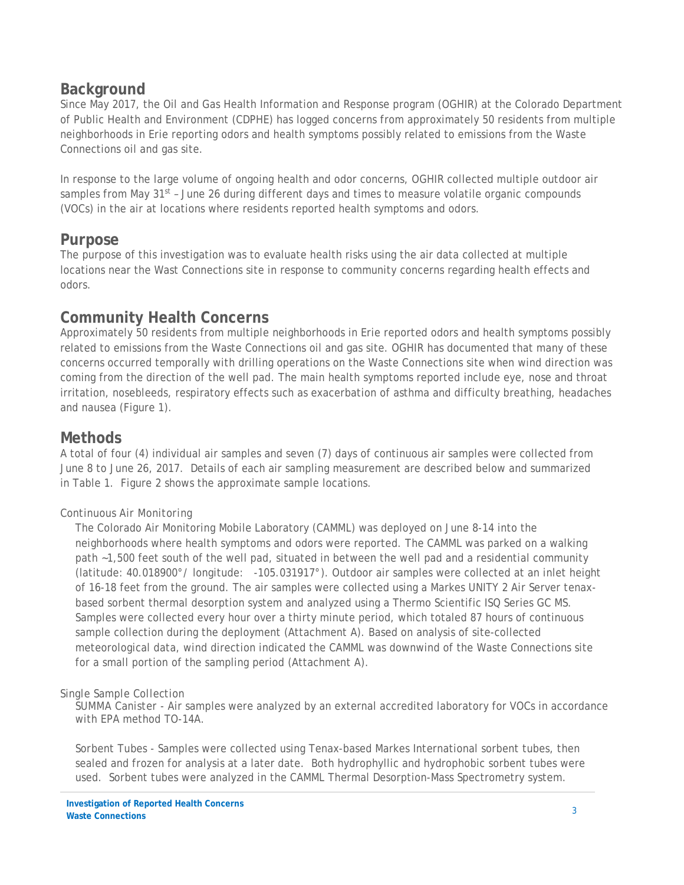## Background

Since May 2017, the Oil and Gas Health Information and Response program (OGHIR) at the Colorado Department of Public Health and Environment (CDPHE) has logged concerns from approximately 50 residents from multiple neighborhoods in Erie reporting odors and health symptoms possibly related to emissions from the Waste Connections oil and gas site.

In response to the large volume of ongoing health and odor concerns, OGHIR collected multiple outdoor air samples from May 31st – June 26 during different days and times to measure volatile organic compounds (VOCs) in the air at locations where residents reported health symptoms and odors.

## Purpose

The purpose of this investigation was to evaluate health risks using the air data collected at multiple locations near the Wast Connections site in response to community concerns regarding health effects and odors.

## Community Health Concerns

Approximately 50 residents from multiple neighborhoods in Erie reported odors and health symptoms possibly related to emissions from the Waste Connections oil and gas site. OGHIR has documented that many of these concerns occurred temporally with drilling operations on the Waste Connections site when wind direction was coming from the direction of the well pad. The main health symptoms reported include eye, nose and throat irritation, nosebleeds, respiratory effects such as exacerbation of asthma and difficulty breathing, headaches and nausea (Figure 1).

## Methods

A total of four (4) individual air samples and seven (7) days of continuous air samples were collected from June 8 to June 26, 2017. Details of each air sampling measurement are described below and summarized in Table 1. Figure 2 shows the approximate sample locations.

### Continuous Air Monitoring

The Colorado Air Monitoring Mobile Laboratory (CAMML) was deployed on June 8-14 into the neighborhoods where health symptoms and odors were reported. The CAMML was parked on a walking path ~1,500 feet south of the well pad, situated in between the well pad and a residential community (latitude: 40.018900°/ longitude: -105.031917°). Outdoor air samples were collected at an inlet height of 16-18 feet from the ground. The air samples were collected using a Markes UNITY 2 Air Server tenax-based sorbent thermal desorption system and analyzed using a Thermo Scientific ISQ Series GC MS. Samples were collected every hour over a thirty minute period, which totaled 87 hours of continuous sample collection during the deployment (Attachment A). Based on analysis of site-collected meteorological data, wind direction indicated the CAMML was downwind of the Waste Connections site for a small portion of the sampling period (Attachment A).

### Single Sample Collection

SUMMA Canister - Air samples were analyzed by an external accredited laboratory for VOCs in accordance with EPA method TO-14A.

Sorbent Tubes - Samples were collected using Tenax-based Markes International sorbent tubes, then sealed and frozen for analysis at a later date. Both hydrophyllic and hydrophobic sorbent tubes were used. Sorbent tubes were analyzed in the CAMML Thermal Desorption-Mass Spectrometry system.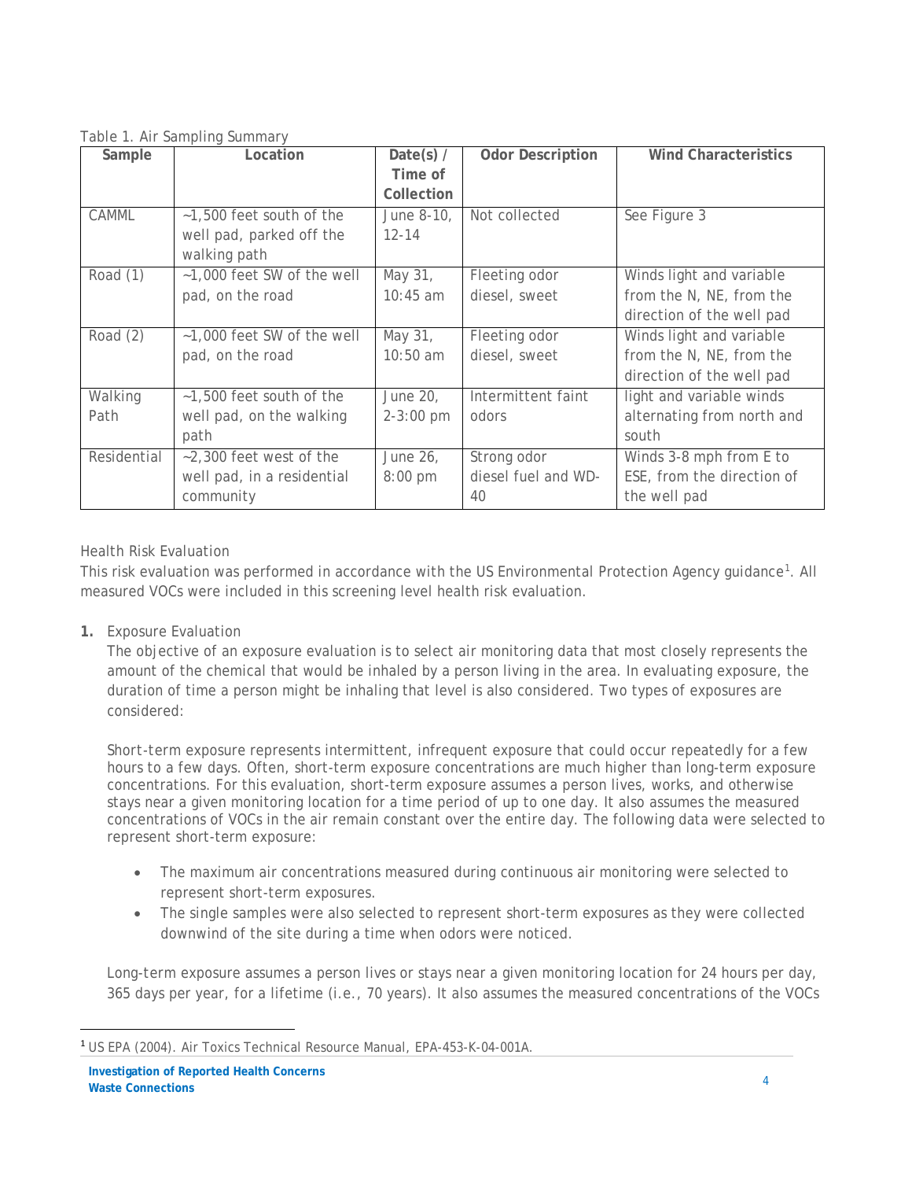Table 1. Air Sampling Summary

| Sample | Location | Date(s) / Time of Collection | Odor Description | Wind Characteristics |
|---|---|---|---|---|
| CAMML | ~1,500 feet south of the well pad, parked off the walking path | June 8-10, 12-14 | Not collected | See Figure 3 |
| Road (1) | ~1,000 feet SW of the well pad, on the road | May 31, 10:45 am | Fleeting odor diesel, sweet | Winds light and variable from the N, NE, from the direction of the well pad |
| Road (2) | ~1,000 feet SW of the well pad, on the road | May 31, 10:50 am | Fleeting odor diesel, sweet | Winds light and variable from the N, NE, from the direction of the well pad |
| Walking Path | ~1,500 feet south of the well pad, on the walking path | June 20, 2-3:00 pm | Intermittent faint odors | light and variable winds alternating from north and south |
| Residential | ~2,300 feet west of the well pad, in a residential community | June 26, 8:00 pm | Strong odor diesel fuel and WD-40 | Winds 3-8 mph from E to ESE, from the direction of the well pad |

Health Risk Evaluation

This risk evaluation was performed in accordance with the US Environmental Protection Agency guidance[1]. All measured VOCs were included in this screening level health risk evaluation.

1. Exposure Evaluation

   The objective of an exposure evaluation is to select air monitoring data that most closely represents the amount of the chemical that would be inhaled by a person living in the area. In evaluating exposure, the duration of time a person might be inhaling that level is also considered. Two types of exposures are considered:

   Short-term exposure represents intermittent, infrequent exposure that could occur repeatedly for a few hours to a few days. Often, short-term exposure concentrations are much higher than long-term exposure concentrations. For this evaluation, short-term exposure assumes a person lives, works, and otherwise stays near a given monitoring location for a time period of up to one day. It also assumes the measured concentrations of VOCs in the air remain constant over the entire day. The following data were selected to represent short-term exposure:

   - The maximum air concentrations measured during continuous air monitoring were selected to represent short-term exposures.
   - The single samples were also selected to represent short-term exposures as they were collected downwind of the site during a time when odors were noticed.

   Long-term exposure assumes a person lives or stays near a given monitoring location for 24 hours per day, 365 days per year, for a lifetime (i.e., 70 years). It also assumes the measured concentrations of the VOCs

[1] US EPA (2004). Air Toxics Technical Resource Manual, EPA-453-K-04-001A.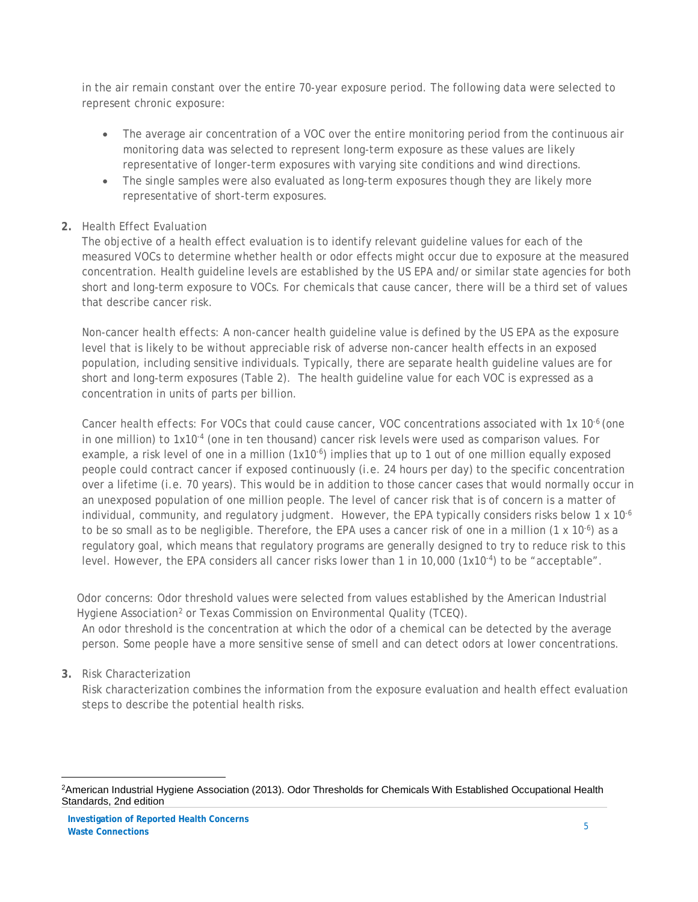in the air remain constant over the entire 70-year exposure period. The following data were selected to represent chronic exposure:

- The average air concentration of a VOC over the entire monitoring period from the continuous air monitoring data was selected to represent long-term exposure as these values are likely representative of longer-term exposures with varying site conditions and wind directions.
- The single samples were also evaluated as long-term exposures though they are likely more representative of short-term exposures.

**2.** Health Effect Evaluation

The objective of a health effect evaluation is to identify relevant guideline values for each of the measured VOCs to determine whether health or odor effects might occur due to exposure at the measured concentration. Health guideline levels are established by the US EPA and/or similar state agencies for both short and long-term exposure to VOCs. For chemicals that cause cancer, there will be a third set of values that describe cancer risk.

Non-cancer health effects: A non-cancer health guideline value is defined by the US EPA as the exposure level that is likely to be without appreciable risk of adverse non-cancer health effects in an exposed population, including sensitive individuals. Typically, there are separate health guideline values are for short and long-term exposures (Table 2). The health guideline value for each VOC is expressed as a concentration in units of parts per billion.

Cancer health effects: For VOCs that could cause cancer, VOC concentrations associated with $1 \times 10^{-6}$ (one in one million) to $1 \times 10^{-4}$ (one in ten thousand) cancer risk levels were used as comparison values. For example, a risk level of one in a million ($1 \times 10^{-6}$) implies that up to 1 out of one million equally exposed people could contract cancer if exposed continuously (i.e. 24 hours per day) to the specific concentration over a lifetime (i.e. 70 years). This would be in addition to those cancer cases that would normally occur in an unexposed population of one million people. The level of cancer risk that is of concern is a matter of individual, community, and regulatory judgment. However, the EPA typically considers risks below $1 \times 10^{-6}$ to be so small as to be negligible. Therefore, the EPA uses a cancer risk of one in a million ($1 \times 10^{-6}$) as a regulatory goal, which means that regulatory programs are generally designed to try to reduce risk to this level. However, the EPA considers all cancer risks lower than 1 in 10,000 ($1 \times 10^{-4}$) to be "acceptable".

Odor concerns: Odor threshold values were selected from values established by the American Industrial Hygiene Association[2] or Texas Commission on Environmental Quality (TCEQ).
An odor threshold is the concentration at which the odor of a chemical can be detected by the average person. Some people have a more sensitive sense of smell and can detect odors at lower concentrations.

**3.** Risk Characterization

Risk characterization combines the information from the exposure evaluation and health effect evaluation steps to describe the potential health risks.

[2] American Industrial Hygiene Association (2013). Odor Thresholds for Chemicals With Established Occupational Health Standards, 2nd edition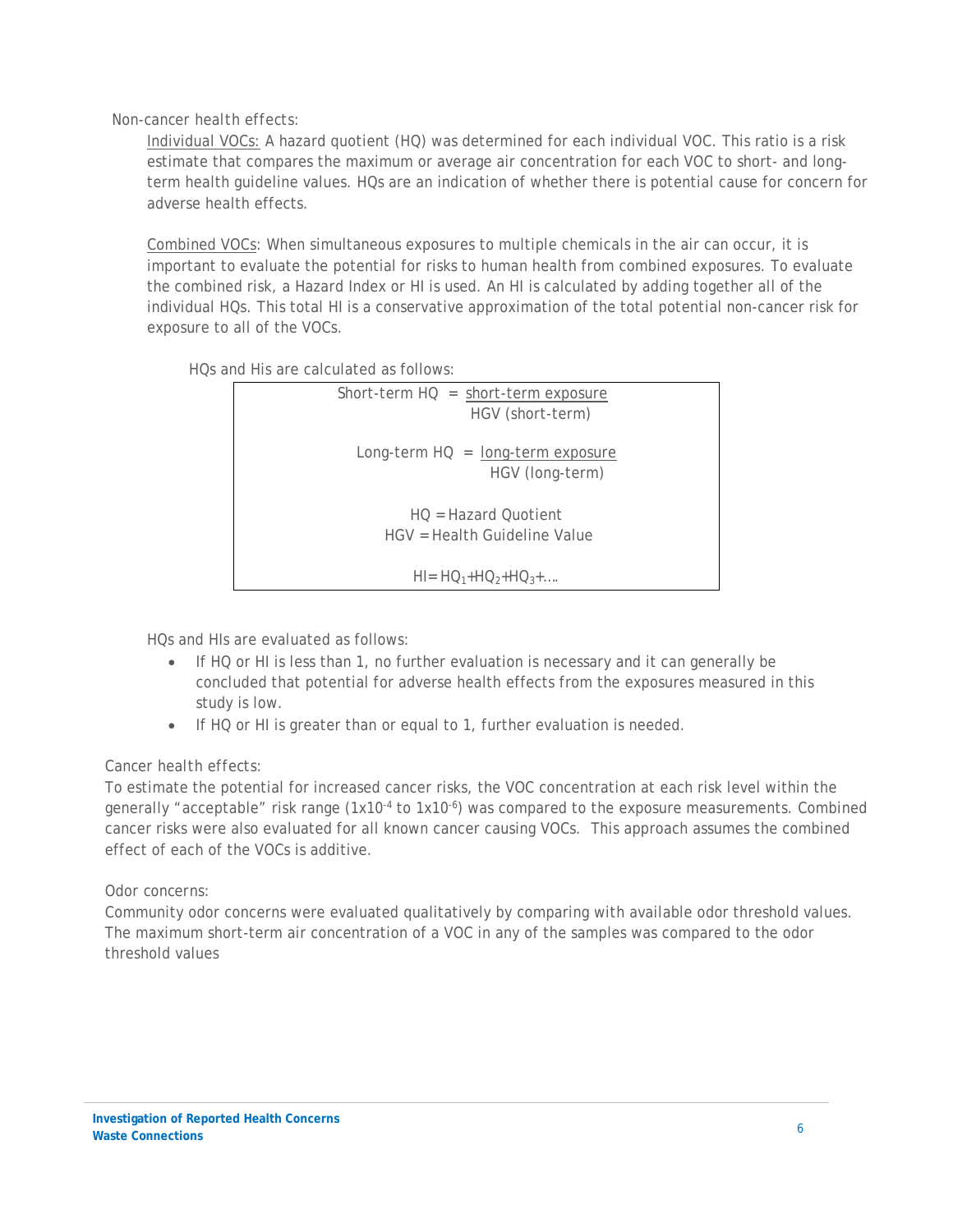Non-cancer health effects:

Individual VOCs: A hazard quotient (HQ) was determined for each individual VOC. This ratio is a risk estimate that compares the maximum or average air concentration for each VOC to short- and long-term health guideline values. HQs are an indication of whether there is potential cause for concern for adverse health effects.

Combined VOCs: When simultaneous exposures to multiple chemicals in the air can occur, it is important to evaluate the potential for risks to human health from combined exposures. To evaluate the combined risk, a Hazard Index or HI is used. An HI is calculated by adding together all of the individual HQs. This total HI is a conservative approximation of the total potential non-cancer risk for exposure to all of the VOCs.

HQs and His are calculated as follows:

$$\text{Short-term HQ} = \frac{\text{short-term exposure}}{\text{HGV (short-term)}}$$

$$\text{Long-term HQ} = \frac{\text{long-term exposure}}{\text{HGV (long-term)}}$$

HQ = Hazard Quotient
HGV = Health Guideline Value

$$HI = HQ_1 + HQ_2 + HQ_3 + \ldots$$

HQs and HIs are evaluated as follows:

- If HQ or HI is less than 1, no further evaluation is necessary and it can generally be concluded that potential for adverse health effects from the exposures measured in this study is low.
- If HQ or HI is greater than or equal to 1, further evaluation is needed.

Cancer health effects:

To estimate the potential for increased cancer risks, the VOC concentration at each risk level within the generally "acceptable" risk range ($1 \times 10^{-4}$ to $1 \times 10^{-6}$) was compared to the exposure measurements. Combined cancer risks were also evaluated for all known cancer causing VOCs. This approach assumes the combined effect of each of the VOCs is additive.

Odor concerns:

Community odor concerns were evaluated qualitatively by comparing with available odor threshold values. The maximum short-term air concentration of a VOC in any of the samples was compared to the odor threshold values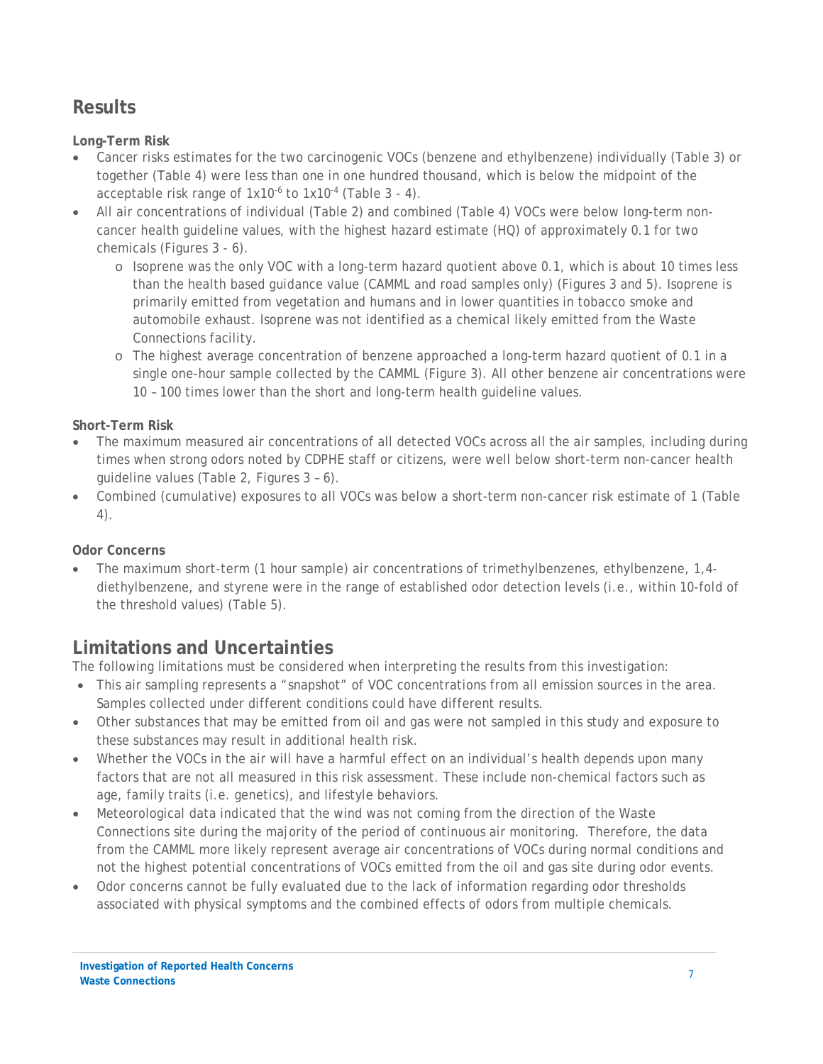## Results

**Long-Term Risk**

- Cancer risks estimates for the two carcinogenic VOCs (benzene and ethylbenzene) individually (Table 3) or together (Table 4) were less than one in one hundred thousand, which is below the midpoint of the acceptable risk range of $1x10^{-6}$ to $1x10^{-4}$ (Table 3 - 4).
- All air concentrations of individual (Table 2) and combined (Table 4) VOCs were below long-term non-cancer health guideline values, with the highest hazard estimate (HQ) of approximately 0.1 for two chemicals (Figures 3 - 6).
  - Isoprene was the only VOC with a long-term hazard quotient above 0.1, which is about 10 times less than the health based guidance value (CAMML and road samples only) (Figures 3 and 5). Isoprene is primarily emitted from vegetation and humans and in lower quantities in tobacco smoke and automobile exhaust. Isoprene was not identified as a chemical likely emitted from the Waste Connections facility.
  - The highest average concentration of benzene approached a long-term hazard quotient of 0.1 in a single one-hour sample collected by the CAMML (Figure 3). All other benzene air concentrations were 10 – 100 times lower than the short and long-term health guideline values.

**Short-Term Risk**

- The maximum measured air concentrations of all detected VOCs across all the air samples, including during times when strong odors noted by CDPHE staff or citizens, were well below short-term non-cancer health guideline values (Table 2, Figures 3 – 6).
- Combined (cumulative) exposures to all VOCs was below a short-term non-cancer risk estimate of 1 (Table 4).

**Odor Concerns**

- The maximum short-term (1 hour sample) air concentrations of trimethylbenzenes, ethylbenzene, 1,4-diethylbenzene, and styrene were in the range of established odor detection levels (i.e., within 10-fold of the threshold values) (Table 5).

## Limitations and Uncertainties

The following limitations must be considered when interpreting the results from this investigation:

- This air sampling represents a "snapshot" of VOC concentrations from all emission sources in the area. Samples collected under different conditions could have different results.
- Other substances that may be emitted from oil and gas were not sampled in this study and exposure to these substances may result in additional health risk.
- Whether the VOCs in the air will have a harmful effect on an individual's health depends upon many factors that are not all measured in this risk assessment. These include non-chemical factors such as age, family traits (i.e. genetics), and lifestyle behaviors.
- Meteorological data indicated that the wind was not coming from the direction of the Waste Connections site during the majority of the period of continuous air monitoring. Therefore, the data from the CAMML more likely represent average air concentrations of VOCs during normal conditions and not the highest potential concentrations of VOCs emitted from the oil and gas site during odor events.
- Odor concerns cannot be fully evaluated due to the lack of information regarding odor thresholds associated with physical symptoms and the combined effects of odors from multiple chemicals.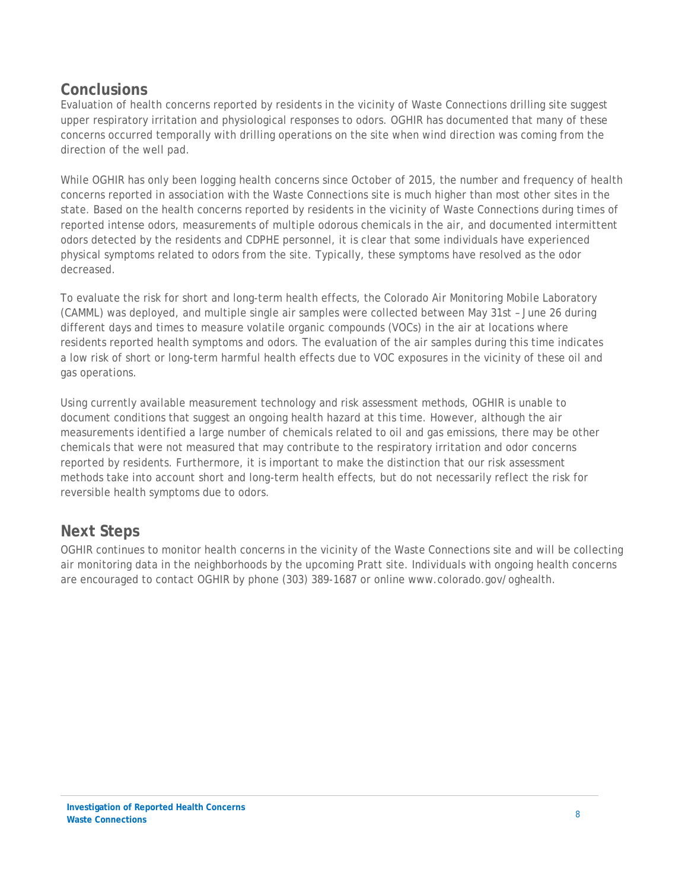## Conclusions

Evaluation of health concerns reported by residents in the vicinity of Waste Connections drilling site suggest upper respiratory irritation and physiological responses to odors. OGHIR has documented that many of these concerns occurred temporally with drilling operations on the site when wind direction was coming from the direction of the well pad.

While OGHIR has only been logging health concerns since October of 2015, the number and frequency of health concerns reported in association with the Waste Connections site is much higher than most other sites in the state. Based on the health concerns reported by residents in the vicinity of Waste Connections during times of reported intense odors, measurements of multiple odorous chemicals in the air, and documented intermittent odors detected by the residents and CDPHE personnel, it is clear that some individuals have experienced physical symptoms related to odors from the site. Typically, these symptoms have resolved as the odor decreased.

To evaluate the risk for short and long-term health effects, the Colorado Air Monitoring Mobile Laboratory (CAMML) was deployed, and multiple single air samples were collected between May 31st – June 26 during different days and times to measure volatile organic compounds (VOCs) in the air at locations where residents reported health symptoms and odors. The evaluation of the air samples during this time indicates a low risk of short or long-term harmful health effects due to VOC exposures in the vicinity of these oil and gas operations.

Using currently available measurement technology and risk assessment methods, OGHIR is unable to document conditions that suggest an ongoing health hazard at this time. However, although the air measurements identified a large number of chemicals related to oil and gas emissions, there may be other chemicals that were not measured that may contribute to the respiratory irritation and odor concerns reported by residents. Furthermore, it is important to make the distinction that our risk assessment methods take into account short and long-term health effects, but do not necessarily reflect the risk for reversible health symptoms due to odors.

## Next Steps

OGHIR continues to monitor health concerns in the vicinity of the Waste Connections site and will be collecting air monitoring data in the neighborhoods by the upcoming Pratt site. Individuals with ongoing health concerns are encouraged to contact OGHIR by phone (303) 389-1687 or online www.colorado.gov/oghealth.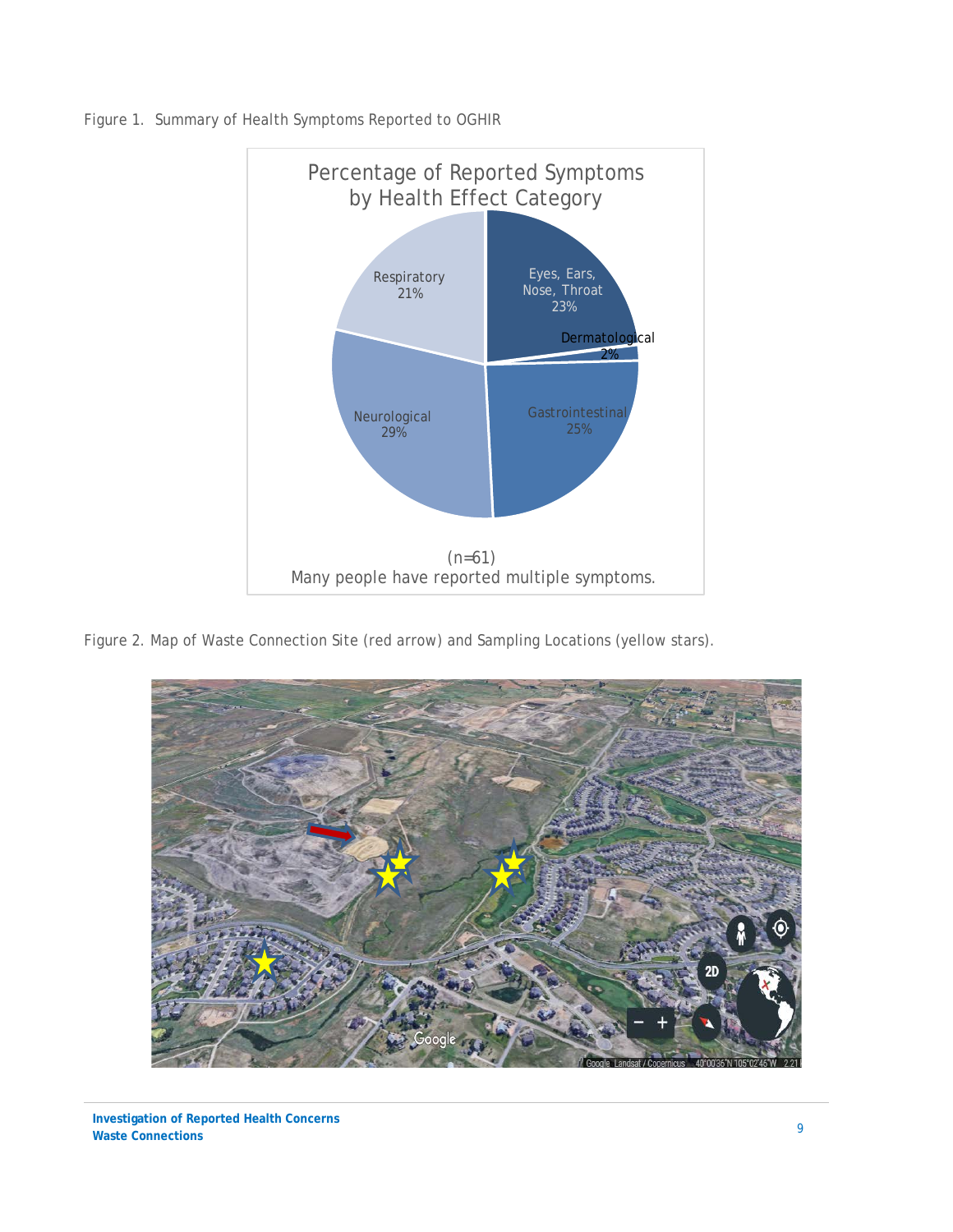Figure 1. Summary of Health Symptoms Reported to OGHIR

Percentage of Reported Symptoms by Health Effect Category

Eyes, Ears, Nose, Throat 23%

Dermatological 2%

Gastrointestinal 25%

Neurological 29%

Respiratory 21%

(n=61)

Many people have reported multiple symptoms.

Figure 2. Map of Waste Connection Site (red arrow) and Sampling Locations (yellow stars).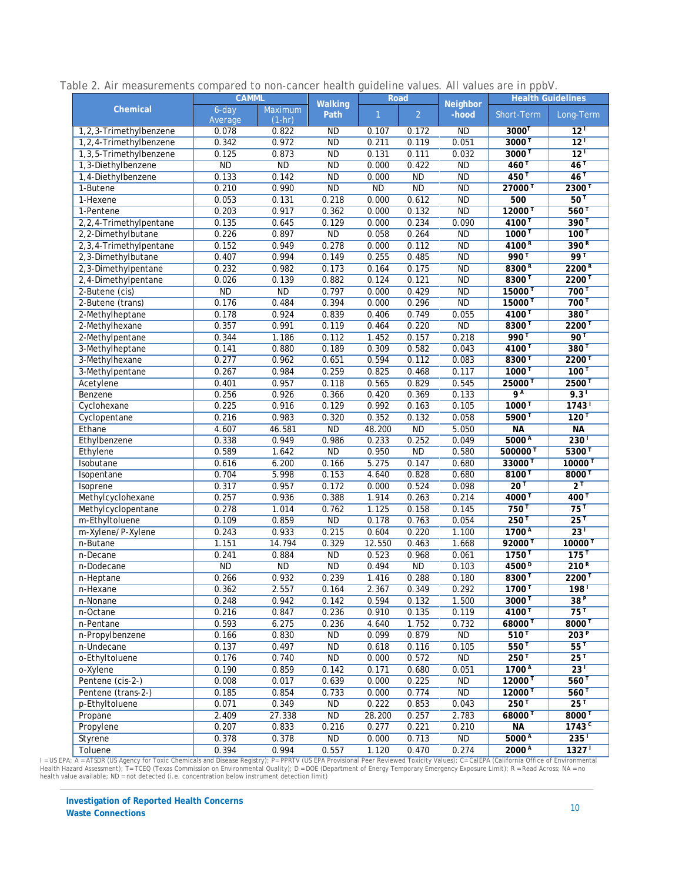Table 2. Air measurements compared to non-cancer health guideline values. All values are in ppbV.

| Chemical | CAMML | | Walking Path | Road | | Neighbor-hood | Health Guidelines | |
|---|---|---|---|---|---|---|---|---|
| | 6-day Average | Maximum (1-hr) | | 1 | 2 | | Short-Term | Long-Term |
| 1,2,3-Trimethylbenzene | 0.078 | 0.822 | ND | 0.107 | 0.172 | ND | **3000 T** | **12 I** |
| 1,2,4-Trimethylbenzene | 0.342 | 0.972 | ND | 0.211 | 0.119 | 0.051 | **3000 T** | **12 I** |
| 1,3,5-Trimethylbenzene | 0.125 | 0.873 | ND | 0.131 | 0.111 | 0.032 | **3000 T** | **12 I** |
| 1,3-Diethylbenzene | ND | ND | ND | 0.000 | 0.422 | ND | **460 T** | **46 T** |
| 1,4-Diethylbenzene | 0.133 | 0.142 | ND | 0.000 | ND | ND | **450 T** | **46 T** |
| 1-Butene | 0.210 | 0.990 | ND | ND | ND | ND | **27000 T** | **2300 T** |
| 1-Hexene | 0.053 | 0.131 | 0.218 | 0.000 | 0.612 | ND | **500** | **50 T** |
| 1-Pentene | 0.203 | 0.917 | 0.362 | 0.000 | 0.132 | ND | **12000 T** | **560 T** |
| 2,2,4-Trimethylpentane | 0.135 | 0.645 | 0.129 | 0.000 | 0.234 | 0.090 | **4100 T** | **390 T** |
| 2,2-Dimethylbutane | 0.226 | 0.897 | ND | 0.058 | 0.264 | ND | **1000 T** | **100 T** |
| 2,3,4-Trimethylpentane | 0.152 | 0.949 | 0.278 | 0.000 | 0.112 | ND | **4100 R** | **390 R** |
| 2,3-Dimethylbutane | 0.407 | 0.994 | 0.149 | 0.255 | 0.485 | ND | **990 T** | **99 T** |
| 2,3-Dimethylpentane | 0.232 | 0.982 | 0.173 | 0.164 | 0.175 | ND | **8300 R** | **2200 R** |
| 2,4-Dimethylpentane | 0.026 | 0.139 | 0.882 | 0.124 | 0.121 | ND | **8300 T** | **2200 T** |
| 2-Butene (cis) | ND | ND | 0.797 | 0.000 | 0.429 | ND | **15000 T** | **700 T** |
| 2-Butene (trans) | 0.176 | 0.484 | 0.394 | 0.000 | 0.296 | ND | **15000 T** | **700 T** |
| 2-Methylheptane | 0.178 | 0.924 | 0.839 | 0.406 | 0.749 | 0.055 | **4100 T** | **380 T** |
| 2-Methylhexane | 0.357 | 0.991 | 0.119 | 0.464 | 0.220 | ND | **8300 T** | **2200 T** |
| 2-Methylpentane | 0.344 | 1.186 | 0.112 | 1.452 | 0.157 | 0.218 | **990 T** | **90 T** |
| 3-Methylheptane | 0.141 | 0.880 | 0.189 | 0.309 | 0.582 | 0.043 | **4100 T** | **380 T** |
| 3-Methylhexane | 0.277 | 0.962 | 0.651 | 0.594 | 0.112 | 0.083 | **8300 T** | **2200 T** |
| 3-Methylpentane | 0.267 | 0.984 | 0.259 | 0.825 | 0.468 | 0.117 | **1000 T** | **100 T** |
| Acetylene | 0.401 | 0.957 | 0.118 | 0.565 | 0.829 | 0.545 | **25000 T** | **2500 T** |
| Benzene | 0.256 | 0.926 | 0.366 | 0.420 | 0.369 | 0.133 | **9 A** | **9.3 I** |
| Cyclohexane | 0.225 | 0.916 | 0.129 | 0.992 | 0.163 | 0.105 | **1000 T** | **1743 I** |
| Cyclopentane | 0.216 | 0.983 | 0.320 | 0.352 | 0.132 | 0.058 | **5900 T** | **120 T** |
| Ethane | 4.607 | 46.581 | ND | 48.200 | ND | 5.050 | **NA** | **NA** |
| Ethylbenzene | 0.338 | 0.949 | 0.986 | 0.233 | 0.252 | 0.049 | **5000 A** | **230 I** |
| Ethylene | 0.589 | 1.642 | ND | 0.950 | ND | 0.580 | **500000 T** | **5300 T** |
| Isobutane | 0.616 | 6.200 | 0.166 | 5.275 | 0.147 | 0.680 | **33000 T** | **10000 T** |
| Isopentane | 0.704 | 5.998 | 0.153 | 4.640 | 0.828 | 0.680 | **8100 T** | **8000 T** |
| Isoprene | 0.317 | 0.957 | 0.172 | 0.000 | 0.524 | 0.098 | **20 T** | **2 T** |
| Methylcyclohexane | 0.257 | 0.936 | 0.388 | 1.914 | 0.263 | 0.214 | **4000 T** | **400 T** |
| Methylcyclopentane | 0.278 | 1.014 | 0.762 | 1.125 | 0.158 | 0.145 | **750 T** | **75 T** |
| m-Ethyltoluene | 0.109 | 0.859 | ND | 0.178 | 0.763 | 0.054 | **250 T** | **25 T** |
| m-Xylene/P-Xylene | 0.243 | 0.933 | 0.215 | 0.604 | 0.220 | 1.100 | **1700 A** | **23 I** |
| n-Butane | 1.151 | 14.794 | 0.329 | 12.550 | 0.463 | 1.668 | **92000 T** | **10000 T** |
| n-Decane | 0.241 | 0.884 | ND | 0.523 | 0.968 | 0.061 | **1750 T** | **175 T** |
| n-Dodecane | ND | ND | ND | 0.494 | ND | 0.103 | **4500 D** | **210 R** |
| n-Heptane | 0.266 | 0.932 | 0.239 | 1.416 | 0.288 | 0.180 | **8300 T** | **2200 T** |
| n-Hexane | 0.362 | 2.557 | 0.164 | 2.367 | 0.349 | 0.292 | **1700 T** | **198 I** |
| n-Nonane | 0.248 | 0.942 | 0.142 | 0.594 | 0.132 | 1.500 | **3000 T** | **38 P** |
| n-Octane | 0.216 | 0.847 | 0.236 | 0.910 | 0.135 | 0.119 | **4100 T** | **75 T** |
| n-Pentane | 0.593 | 6.275 | 0.236 | 4.640 | 1.752 | 0.732 | **68000 T** | **8000 T** |
| n-Propylbenzene | 0.166 | 0.830 | ND | 0.099 | 0.879 | ND | **510 T** | **203 P** |
| n-Undecane | 0.137 | 0.497 | ND | 0.618 | 0.116 | 0.105 | **550 T** | **55 T** |
| o-Ethyltoluene | 0.176 | 0.740 | ND | 0.000 | 0.572 | ND | **250 T** | **25 T** |
| o-Xylene | 0.190 | 0.859 | 0.142 | 0.171 | 0.680 | 0.051 | **1700 A** | **23 I** |
| Pentene (cis-2-) | 0.008 | 0.017 | 0.639 | 0.000 | 0.225 | ND | **12000 T** | **560 T** |
| Pentene (trans-2-) | 0.185 | 0.854 | 0.733 | 0.000 | 0.774 | ND | **12000 T** | **560 T** |
| p-Ethyltoluene | 0.071 | 0.349 | ND | 0.222 | 0.853 | 0.043 | **250 T** | **25 T** |
| Propane | 2.409 | 27.338 | ND | 28.200 | 0.257 | 2.783 | **68000 T** | **8000 T** |
| Propylene | 0.207 | 0.833 | 0.216 | 0.277 | 0.221 | 0.210 | **NA** | **1743 C** |
| Styrene | 0.378 | 0.378 | ND | 0.000 | 0.713 | ND | **5000 A** | **235 I** |
| Toluene | 0.394 | 0.994 | 0.557 | 1.120 | 0.470 | 0.274 | **2000 A** | **1327 I** |

I = US EPA; A = ATSDR (US Agency for Toxic Chemicals and Disease Registry); P = PPRTV (US EPA Provisional Peer Reviewed Toxicity Values); C = CalEPA (California Office of Environmental Health Hazard Assessment); T = TCEQ (Texas Commission on Environmental Quality); D = DOE (Department of Energy Temporary Emergency Exposure Limit); R = Read Across; NA = no health value available; ND = not detected (i.e. concentration below instrument detection limit)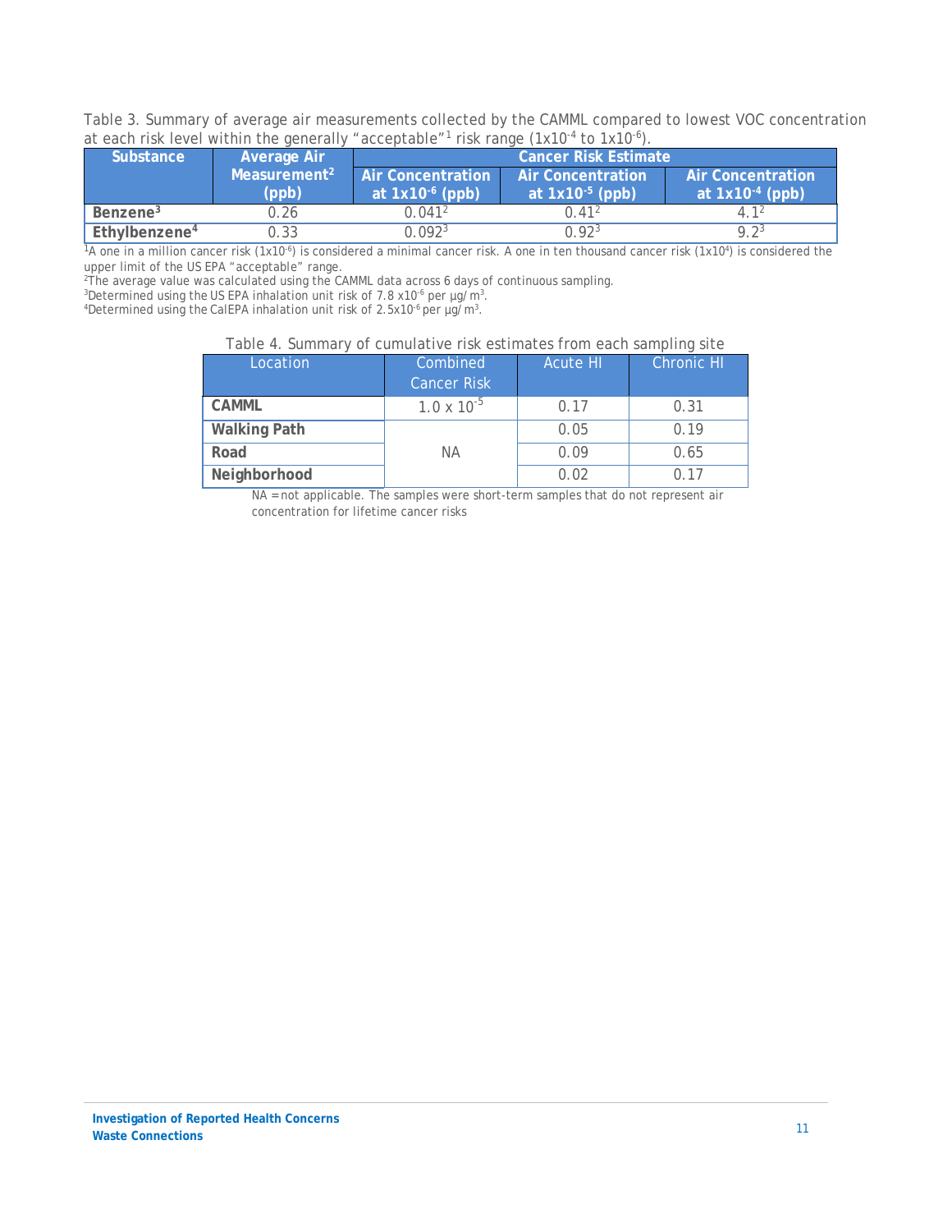Table 3. Summary of average air measurements collected by the CAMML compared to lowest VOC concentration at each risk level within the generally "acceptable"[1] risk range ($1x10^{-4}$ to $1x10^{-6}$).

| Substance | Average Air Measurement[2] (ppb) | Cancer Risk Estimate | | |
|---|---|---|---|---|
| | | Air Concentration at $1x10^{-6}$ (ppb) | Air Concentration at $1x10^{-5}$ (ppb) | Air Concentration at $1x10^{-4}$ (ppb) |
| **Benzene[3]** | 0.26 | 0.041[2] | 0.41[2] | 4.1[2] |
| **Ethylbenzene[4]** | 0.33 | 0.092[3] | 0.92[3] | 9.2[3] |

[1]A one in a million cancer risk ($1x10^{-6}$) is considered a minimal cancer risk. A one in ten thousand cancer risk ($1x10^{4}$) is considered the upper limit of the US EPA "acceptable" range.
[2]The average value was calculated using the CAMML data across 6 days of continuous sampling.
[3]Determined using the US EPA inhalation unit risk of 7.8 $x10^{-6}$ per µg/m$^3$.
[4]Determined using the CalEPA inhalation unit risk of 2.5$x10^{-6}$ per µg/m$^3$.

Table 4. Summary of cumulative risk estimates from each sampling site

| Location | Combined Cancer Risk | Acute HI | Chronic HI |
|---|---|---|---|
| **CAMML** | $1.0 \times 10^{-5}$ | 0.17 | 0.31 |
| **Walking Path** | NA | 0.05 | 0.19 |
| **Road** | | 0.09 | 0.65 |
| **Neighborhood** | | 0.02 | 0.17 |

NA = not applicable. The samples were short-term samples that do not represent air concentration for lifetime cancer risks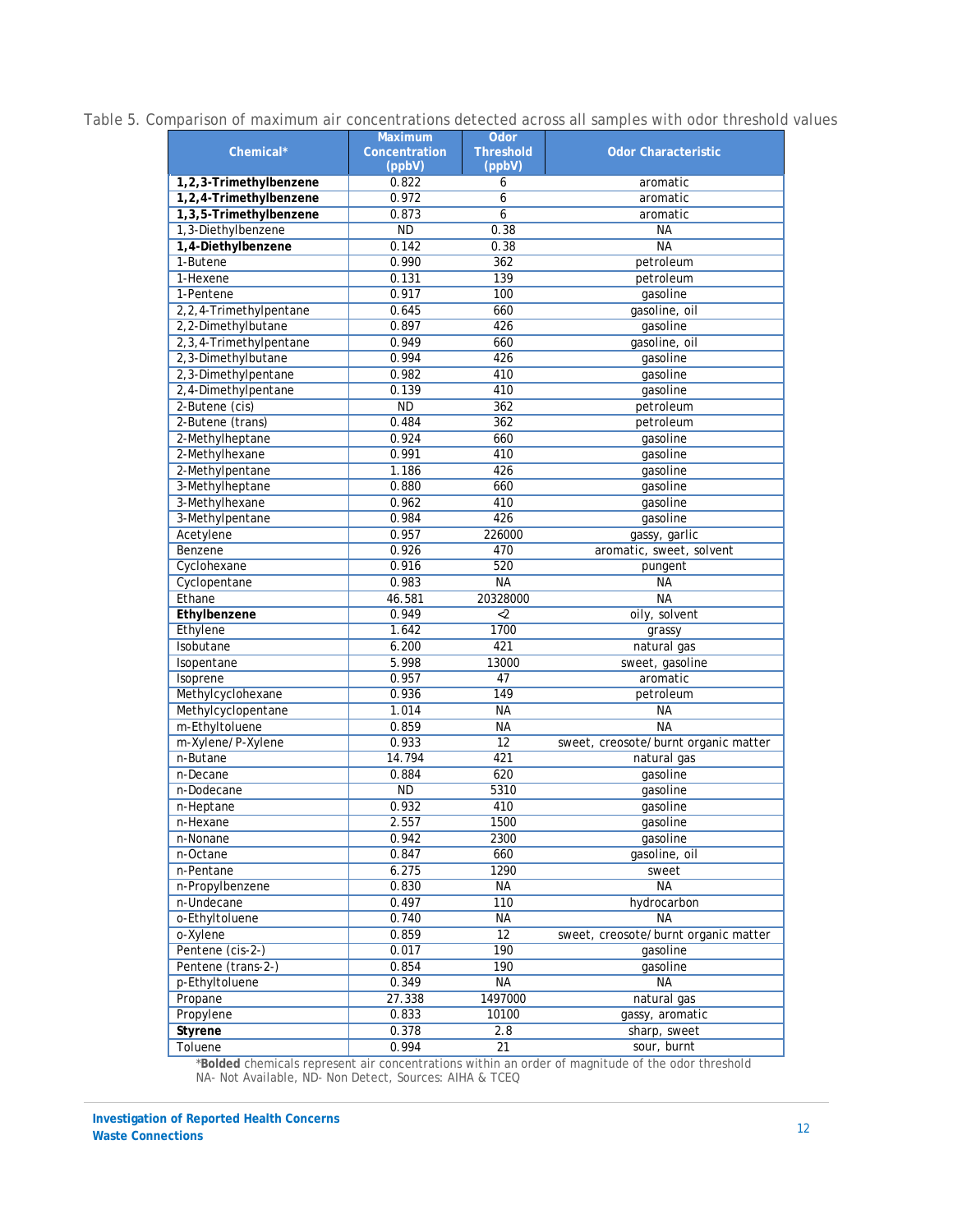Table 5. Comparison of maximum air concentrations detected across all samples with odor threshold values

| Chemical* | Maximum Concentration (ppbV) | Odor Threshold (ppbV) | Odor Characteristic |
|---|---|---|---|
| **1,2,3-Trimethylbenzene** | 0.822 | 6 | aromatic |
| **1,2,4-Trimethylbenzene** | 0.972 | 6 | aromatic |
| **1,3,5-Trimethylbenzene** | 0.873 | 6 | aromatic |
| 1,3-Diethylbenzene | ND | 0.38 | NA |
| **1,4-Diethylbenzene** | 0.142 | 0.38 | NA |
| 1-Butene | 0.990 | 362 | petroleum |
| 1-Hexene | 0.131 | 139 | petroleum |
| 1-Pentene | 0.917 | 100 | gasoline |
| 2,2,4-Trimethylpentane | 0.645 | 660 | gasoline, oil |
| 2,2-Dimethylbutane | 0.897 | 426 | gasoline |
| 2,3,4-Trimethylpentane | 0.949 | 660 | gasoline, oil |
| 2,3-Dimethylbutane | 0.994 | 426 | gasoline |
| 2,3-Dimethylpentane | 0.982 | 410 | gasoline |
| 2,4-Dimethylpentane | 0.139 | 410 | gasoline |
| 2-Butene (cis) | ND | 362 | petroleum |
| 2-Butene (trans) | 0.484 | 362 | petroleum |
| 2-Methylheptane | 0.924 | 660 | gasoline |
| 2-Methylhexane | 0.991 | 410 | gasoline |
| 2-Methylpentane | 1.186 | 426 | gasoline |
| 3-Methylheptane | 0.880 | 660 | gasoline |
| 3-Methylhexane | 0.962 | 410 | gasoline |
| 3-Methylpentane | 0.984 | 426 | gasoline |
| Acetylene | 0.957 | 226000 | gassy, garlic |
| Benzene | 0.926 | 470 | aromatic, sweet, solvent |
| Cyclohexane | 0.916 | 520 | pungent |
| Cyclopentane | 0.983 | NA | NA |
| Ethane | 46.581 | 20328000 | NA |
| **Ethylbenzene** | 0.949 | <2 | oily, solvent |
| Ethylene | 1.642 | 1700 | grassy |
| Isobutane | 6.200 | 421 | natural gas |
| Isopentane | 5.998 | 13000 | sweet, gasoline |
| Isoprene | 0.957 | 47 | aromatic |
| Methylcyclohexane | 0.936 | 149 | petroleum |
| Methylcyclopentane | 1.014 | NA | NA |
| m-Ethyltoluene | 0.859 | NA | NA |
| m-Xylene/P-Xylene | 0.933 | 12 | sweet, creosote/burnt organic matter |
| n-Butane | 14.794 | 421 | natural gas |
| n-Decane | 0.884 | 620 | gasoline |
| n-Dodecane | ND | 5310 | gasoline |
| n-Heptane | 0.932 | 410 | gasoline |
| n-Hexane | 2.557 | 1500 | gasoline |
| n-Nonane | 0.942 | 2300 | gasoline |
| n-Octane | 0.847 | 660 | gasoline, oil |
| n-Pentane | 6.275 | 1290 | sweet |
| n-Propylbenzene | 0.830 | NA | NA |
| n-Undecane | 0.497 | 110 | hydrocarbon |
| o-Ethyltoluene | 0.740 | NA | NA |
| o-Xylene | 0.859 | 12 | sweet, creosote/burnt organic matter |
| Pentene (cis-2-) | 0.017 | 190 | gasoline |
| Pentene (trans-2-) | 0.854 | 190 | gasoline |
| p-Ethyltoluene | 0.349 | NA | NA |
| Propane | 27.338 | 1497000 | natural gas |
| Propylene | 0.833 | 10100 | gassy, aromatic |
| **Styrene** | 0.378 | 2.8 | sharp, sweet |
| Toluene | 0.994 | 21 | sour, burnt |

*__Bolded__ chemicals represent air concentrations within an order of magnitude of the odor threshold
NA- Not Available, ND- Non Detect, Sources: AIHA & TCEQ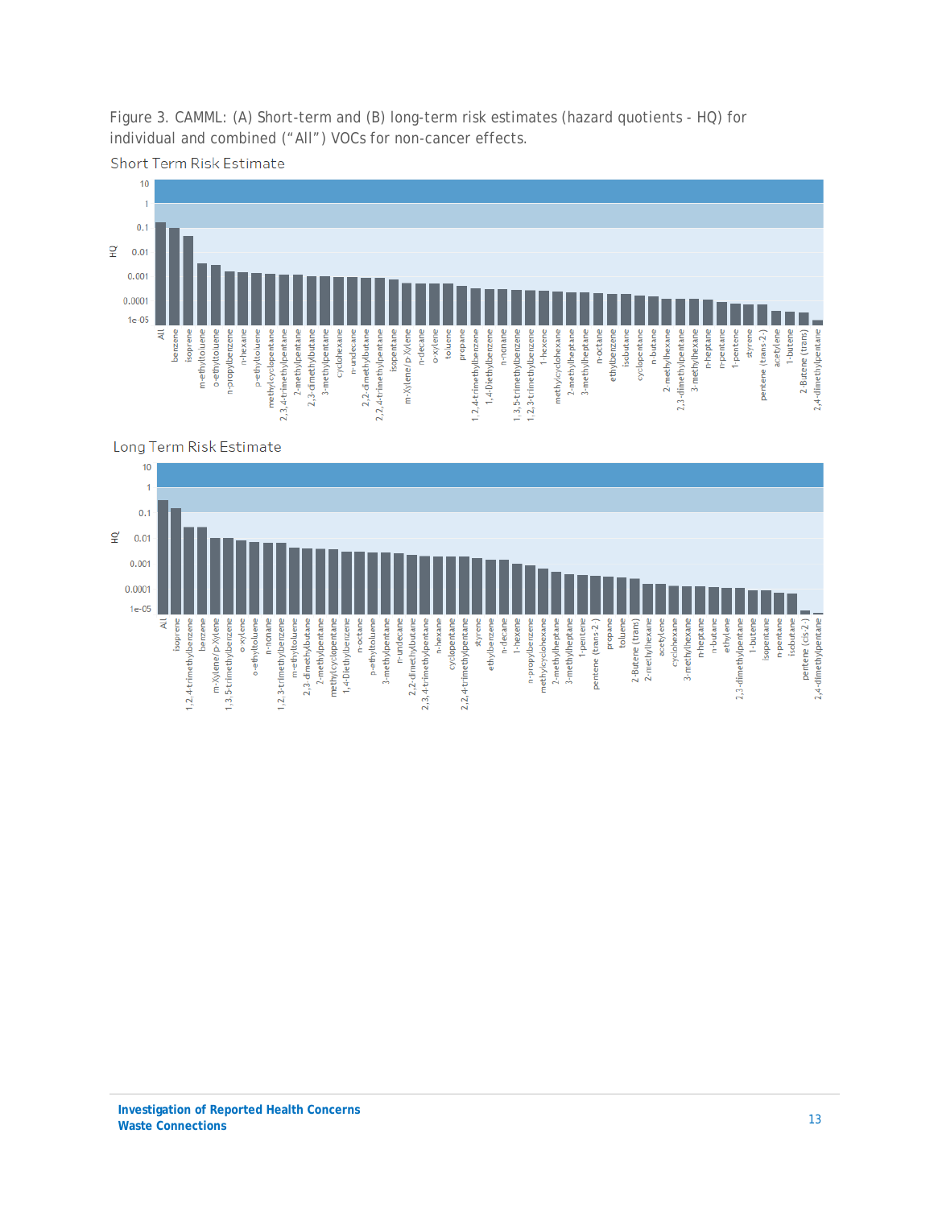Figure 3. CAMML: (A) Short-term and (B) long-term risk estimates (hazard quotients - HQ) for individual and combined ("All") VOCs for non-cancer effects.

Short Term Risk Estimate

HQ

10
1
0.1
0.01
0.001
0.0001
1e-05

All
benzene
isoprene
m-ethyltoluene
o-ethyltoluene
n-propylbenzene
n-hexane
p-ethyltoluene
methylcyclopentane
2,3,4-trimethylpentane
2-methylpentane
2,3-dimethylbutane
3-methylpentane
cyclohexane
n-undecane
2,2-dimethylbutane
2,2,4-trimethylpentane
isopentane
m-Xylene/p-Xylene
n-decane
o-xylene
toluene
propane
1,2,4-trimethylbenzene
1,4-Diethylbenzene
n-nonane
1,3,5-trimethylbenzene
1,2,3-trimethylbenzene
1-hexene
methylcyclohexane
2-methylheptane
3-methylheptane
n-octane
ethylbenzene
isobutane
cyclopentane
n-butane
2-methylhexane
2,3-dimethylpentane
3-methylhexane
n-heptane
n-pentane
1-pentene
styrene
pentene (trans-2-)
acetylene
1-butene
2-Butene (trans)
2,4-dimethylpentane

Long Term Risk Estimate

HQ

10
1
0.1
0.01
0.001
0.0001
1e-05

All
isoprene
1,2,4-trimethylbenzene
benzene
m-Xylene/p-Xylene
1,3,5-trimethylbenzene
o-xylene
o-ethyltoluene
n-nonane
1,2,3-trimethylbenzene
m-ethyltoluene
2,3-dimethylbutane
2-methylpentane
methylcyclopentane
1,4-Diethylbenzene
n-octane
p-ethyltoluene
3-methylpentane
n-undecane
2,2-dimethylbutane
2,3,4-trimethylpentane
n-hexane
cyclopentane
2,2,4-trimethylpentane
styrene
ethylbenzene
n-decane
1-hexene
n-propylbenzene
methylcyclohexane
2-methylheptane
3-methylheptane
1-pentene
pentene (trans-2-)
propane
toluene
2-Butene (trans)
2-methylhexane
acetylene
cyclohexane
3-methylhexane
n-heptane
n-butane
ethylene
2,3-dimethylpentane
1-butene
isopentane
n-pentane
isobutane
pentene (cis-2-)
2,4-dimethylpentane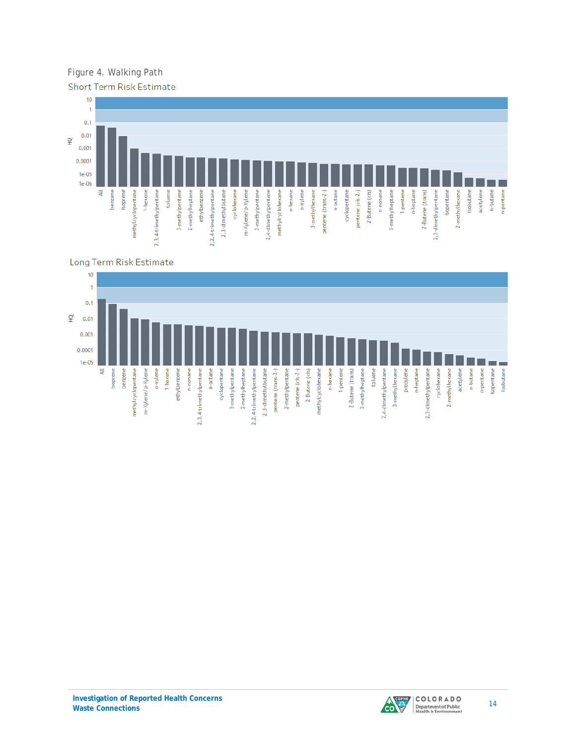Figure 4. Walking Path

Short Term Risk Estimate

HQ

10
1
0.1
0.01
0.001
0.0001
1e-05
1e-06

All
benzene
isoprene
methylcyclopentane
1-hexene
2,3,4-trimethylpentane
toluene
3-methylpentane
2-methylheptane
ethylbenzene
2,2,4-trimethylpentane
2,3-dimethylbutane
cyclohexane
m-Xylene/p-Xylene
2-methylpentane
2,4-dimethylpentane
methylcyclohexane
n-hexane
o-xylene
3-methylhexane
pentene (trans-2-)
n-octane
cyclopentane
pentene (cis-2-)
2-Butene (cis)
n-nonane
3-methylheptane
1-pentene
n-heptane
2-Butene (trans)
2,3-dimethylpentane
isopentane
2-methylhexane
isobutane
acetylene
n-butane
n-pentane

Long Term Risk Estimate

HQ

10
1
0.1
0.01
0.001
0.0001
1e-05

All
isoprene
benzene
methylcyclopentane
m-Xylene/p-Xylene
o-xylene
1-hexene
ethylbenzene
n-nonane
2,3,4-trimethylpentane
n-octane
cyclopentane
3-methylpentane
2-methylheptane
2,2,4-trimethylpentane
2,3-dimethylbutane
pentene (trans-2-)
2-methylpentane
pentene (cis-2-)
2-Butene (cis)
methylcyclohexane
n-hexane
1-pentene
2-Butene (trans)
3-methylheptane
toluene
2,4-dimethylpentane
3-methylhexane
propylene
n-heptane
2,3-dimethylpentane
cyclohexane
2-methylhexane
acetylene
n-butane
n-pentane
isopentane
isobutane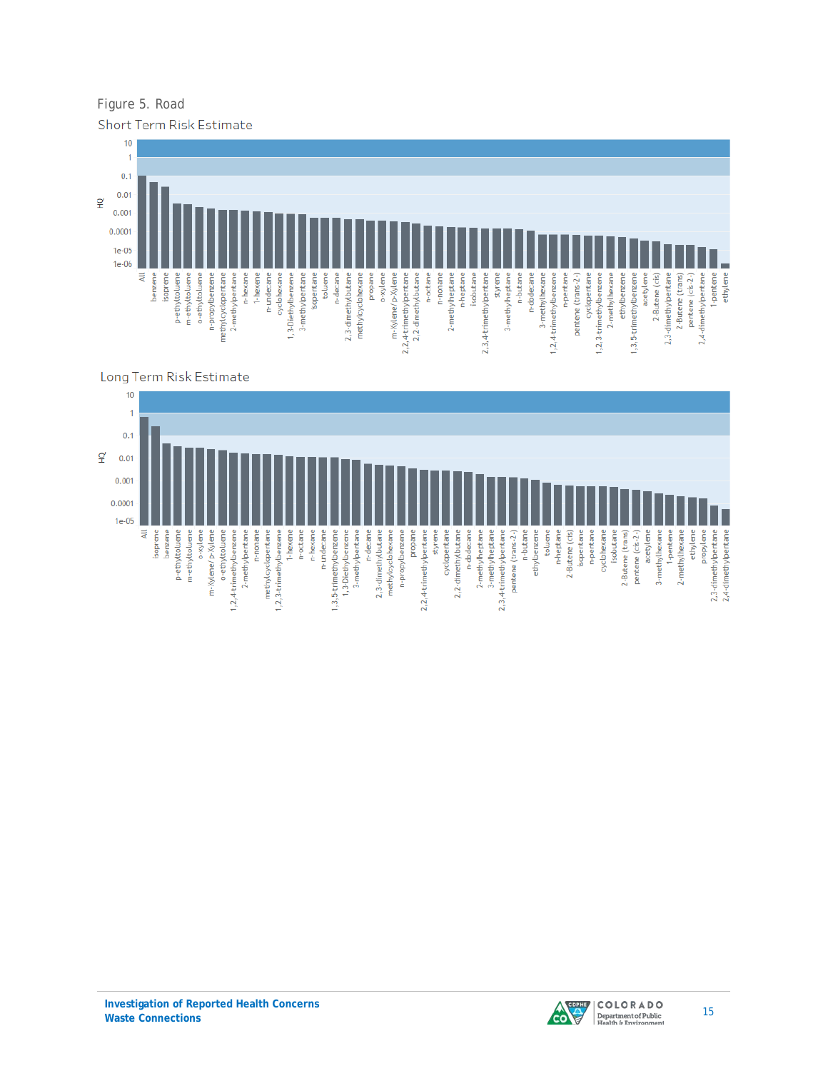Figure 5. Road

Short Term Risk Estimate

HQ

10
1
0.1
0.01
0.001
0.0001
1e-05
1e-06

All
benzene
isoprene
p-ethyltoluene
m-ethyltoluene
o-ethyltoluene
n-propylbenzene
methylcyclopentane
2-methylpentane
n-hexane
1-hexene
n-undecane
cyclohexane
1,3-Diethylbenzene
3-methylpentane
isopentane
toluene
n-decane
2,3-dimethylbutane
methylcyclohexane
propane
o-xylene
m-Xylene/p-Xylene
2,2,4-trimethylpentane
2,2-dimethylbutane
n-octane
n-nonane
2-methylheptane
n-heptane
isobutane
2,3,4-trimethylpentane
styrene
3-methylheptane
n-butane
n-dodecane
3-methylhexane
1,2,4-trimethylbenzene
n-pentane
pentene (trans-2-)
cyclopentane
1,2,3-trimethylbenzene
2-methylhexane
ethylbenzene
1,3,5-trimethylbenzene
acetylene
2-Butene (cis)
2,3-dimethylpentane
2-Butene (trans)
pentene (cis-2-)
2,4-dimethylpentane
1-pentene
ethylene

Long Term Risk Estimate

HQ

10
1
0.1
0.01
0.001
0.0001
1e-05

All
isoprene
benzene
p-ethyltoluene
m-ethyltoluene
o-xylene
m-Xylene/p-Xylene
o-ethyltoluene
1,2,4-trimethylbenzene
2-methylpentane
n-nonane
methylcyclopentane
1,2,3-trimethylbenzene
1-hexene
n-octane
n-hexane
n-undecane
1,3,5-trimethylbenzene
1,3-Diethylbenzene
3-methylpentane
n-decane
2,3-dimethylbutane
methylcyclohexane
n-propylbenzene
propane
2,2,4-trimethylpentane
styrene
cyclopentane
2,2-dimethylbutane
n-dodecane
2-methylheptane
3-methylheptane
2,3,4-trimethylpentane
pentene (trans-2-)
n-butane
ethylbenzene
toluene
n-heptane
2-Butene (cis)
isopentane
n-pentane
cyclohexane
isobutane
2-Butene (trans)
pentene (cis-2-)
acetylene
3-methylhexane
1-pentene
2-methylhexane
ethylene
propylene
2,3-dimethylpentane
2,4-dimethylpentane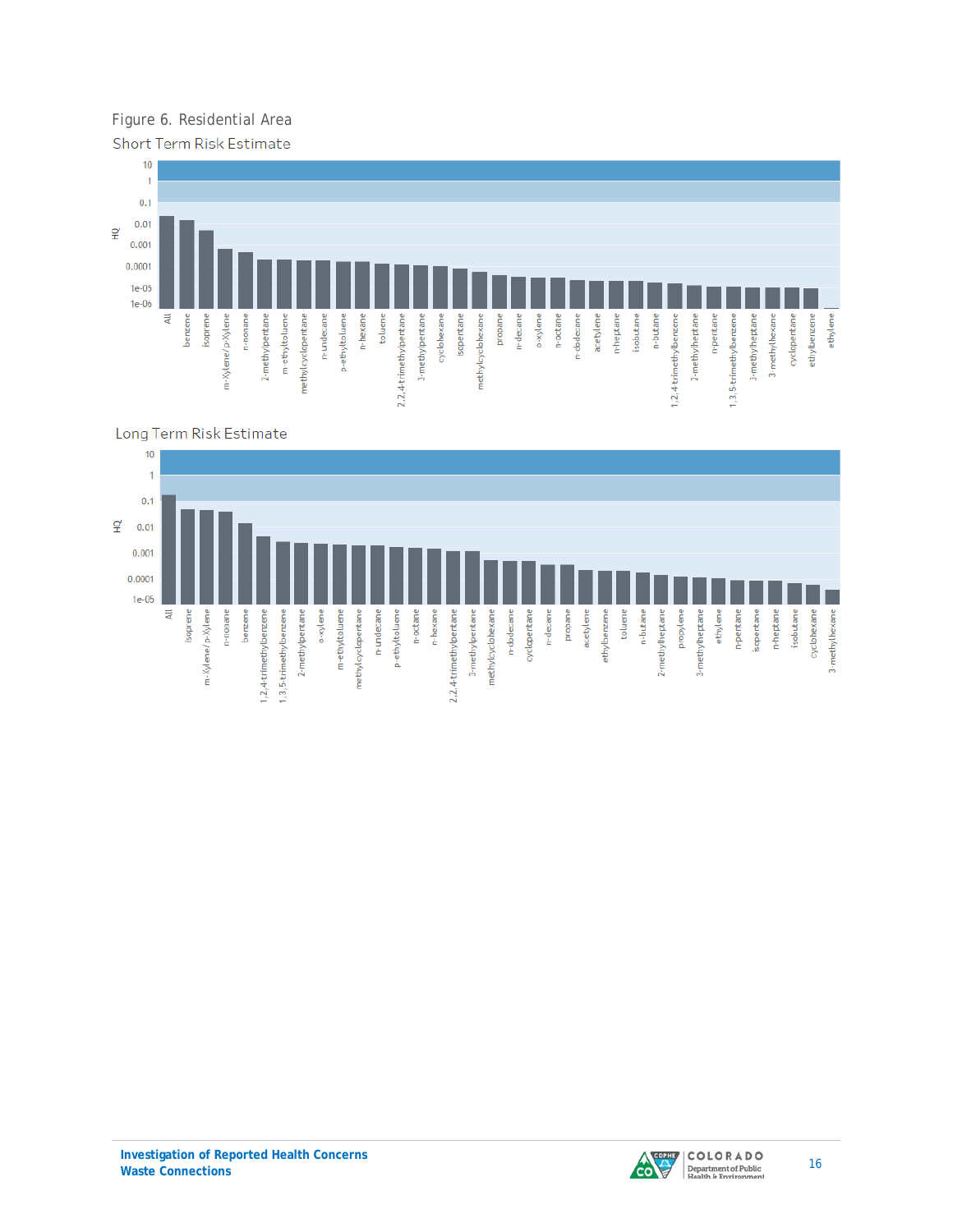Figure 6. Residential Area

Short Term Risk Estimate

HQ

10
1
0.1
0.01
0.001
0.0001
1e-05
1e-06

All
benzene
isoprene
m-Xylene/p-Xylene
n-nonane
2-methylpentane
m-ethyltoluene
methylcyclopentane
n-undecane
p-ethyltoluene
n-hexane
toluene
2,2,4-trimethylpentane
3-methylpentane
cyclohexane
isopentane
methylcyclohexane
propane
n-decane
o-xylene
n-octane
n-dodecane
acetylene
n-heptane
isobutane
n-butane
1,2,4-trimethylbenzene
2-methylheptane
n-pentane
1,3,5-trimethylbenzene
3-methylheptane
3-methylhexane
cyclopentane
ethylbenzene
ethylene

Long Term Risk Estimate

HQ

10
1
0.1
0.01
0.001
0.0001
1e-05

All
isoprene
m-Xylene/p-Xylene
n-nonane
benzene
1,2,4-trimethylbenzene
1,3,5-trimethylbenzene
2-methylpentane
o-xylene
m-ethyltoluene
methylcyclopentane
n-undecane
p-ethyltoluene
n-octane
n-hexane
2,2,4-trimethylpentane
3-methylpentane
methylcyclohexane
n-dodecane
cyclopentane
n-decane
propane
acetylene
ethylbenzene
toluene
n-butane
2-methylheptane
propylene
3-methylheptane
ethylene
n-pentane
isopentane
n-heptane
isobutane
cyclohexane
3-methylhexane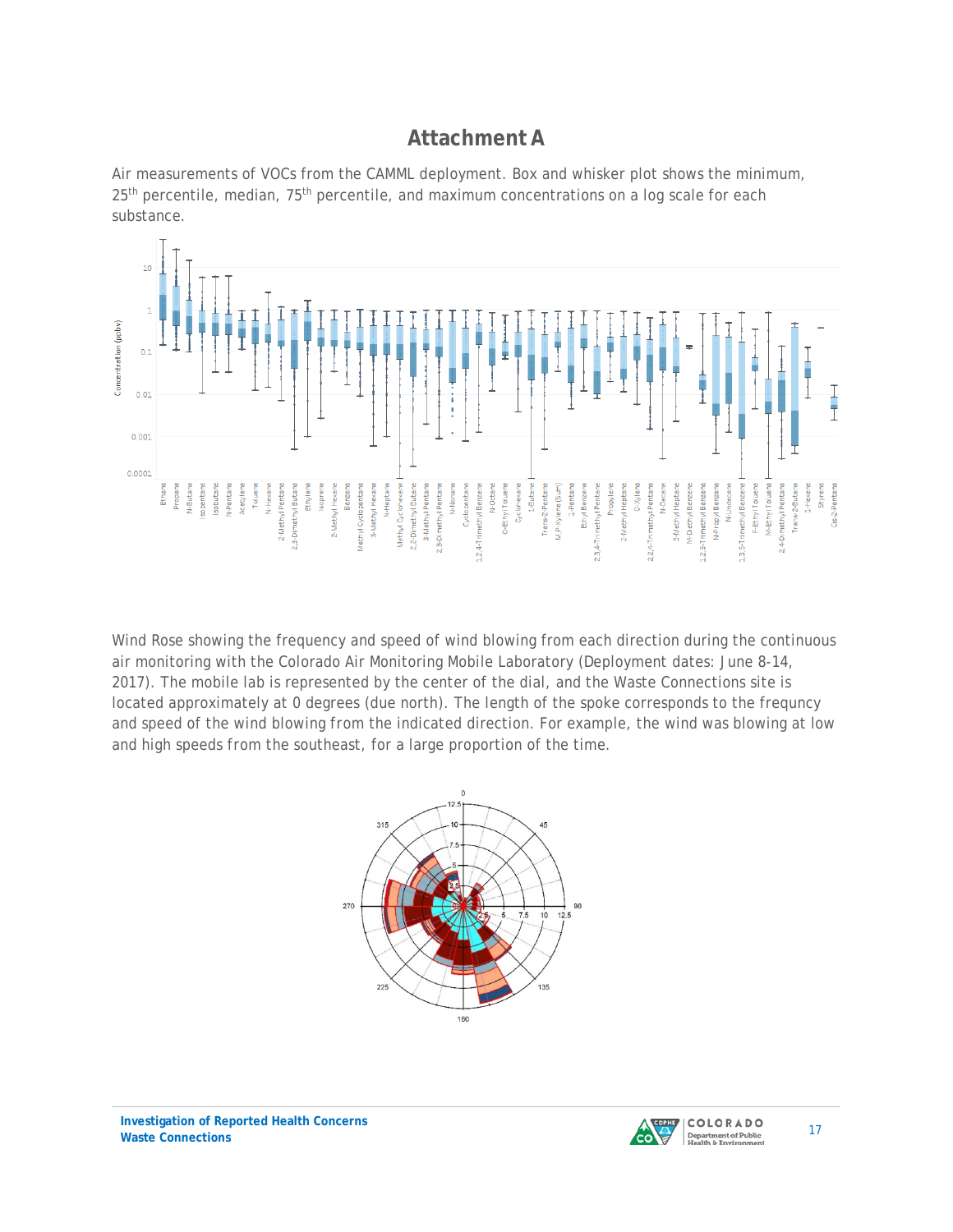# Attachment A

Air measurements of VOCs from the CAMML deployment. Box and whisker plot shows the minimum, 25th percentile, median, 75th percentile, and maximum concentrations on a log scale for each substance.

Concentration (ppbv)

10
1
0.1
0.01
0.001
0.0001

Ethane
Propane
N-Butane
Isopentane
Isobutane
N-Pentane
Acetylene
Toluene
N-Hexane
2-Methyl Pentane
2,3-Dimethyl Butane
Ethylene
Isoprene
2-Methyl Hexane
Benzene
Methyl Cyclopentane
3-Methyl Hexane
N-Heptane
Methyl Cyclohexane
2,2-Dimethyl Butane
3-Methyl Pentane
2,3-Dimethyl Pentane
N-Nonane
Cyclopentane
1,2,4-Trimethyl Benzene
N-Octane
O-Ethyl Toluene
Cyclohexane
1-Butene
Trans-2-Pentene
M,P-Xylene (Sum)
1-Pentene
Ethyl Benzene
2,3,4-Trimethyl Pentane
Propylene
2-Methyl Heptane
O-Xylene
2,2,4-Trimethyl Pentane
N-Decane
3-Methyl Heptane
M-Diethyl Benzene
1,2,3-Trimethyl Benzene
N-Propyl Benzene
N-Undecane
1,3,5-Trimethyl Benzene
P-Ethyl Toluene
M-Ethyl Toluene
2,4-Dimethyl Pentane
Trans-2-Butene
1-Hexene
Styrene
Cis-2-Pentene

Wind Rose showing the frequency and speed of wind blowing from each direction during the continuous air monitoring with the Colorado Air Monitoring Mobile Laboratory (Deployment dates: June 8-14, 2017). The mobile lab is represented by the center of the dial, and the Waste Connections site is located approximately at 0 degrees (due north). The length of the spoke corresponds to the frequncy and speed of the wind blowing from the indicated direction. For example, the wind was blowing at low and high speeds from the southeast, for a large proportion of the time.

0
45
90
135
180
225
270
315
2.5
5
7.5
10
12.5